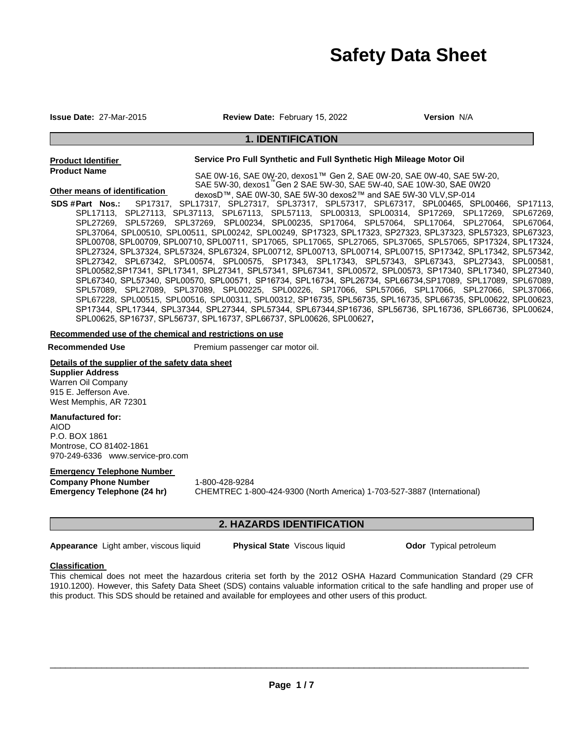# Safety Data Sheet

**Issue Date:** 27-Mar-2015 **Review Date:** February 15, 2022 **Version** N/A

## 1. IDENTIFICATION

**Product Identifier**

**Product Name** Service Pro Full Synthetic and Full Synthetic High Mileage Motor Oil

**Other means of identification** SAE 0W-16, SAE 0W-20, dexos1™ Gen 2, SAE 0W-20, SAE 0W-40, SAE 5W-20, SAE 5W-30, dexos1™Gen 2 SAE 5W-30, SAE 5W-40, SAE 10W-30, SAE 0W20 dexosD™, SAE 0W-30, SAE 5W-30 dexos2™ and SAE 5W-30 VLV,SP-014

**SDS # Part Nos.:** SP17317, SPL17317, SPL27317, SPL37317, SPL57317, SPL67317, SPL00465, SPL00466, SP17113, SPL17113, SPL27113, SPL37113, SPL67113, SPL57113, SPL00313, SPL00314, SP17269, SPL17269, SPL67269, SPL27269, SPL57269, SPL37269, SPL00234, SPL00235, SP17064, SPL57064, SPL17064, SPL27064, SPL67064, SPL37064, SPL00510, SPL00511, SPL00242, SPL00249, SP17323, SPL17323, SP27323, SPL37323, SPL57323, SPL67323, SPL00708, SPL00709, SPL00710, SPL00711, SP17065, SPL17065, SPL27065, SPL37065, SPL57065, SP17324, SPL17324, SPL27324, SPL37324, SPL57324, SPL67324, SPL00712, SPL00713, SPL00714, SPL00715, SP17342, SPL17342, SPL57342, SPL27342, SPL67342, SPL00574, SPL00575, SP17343, SPL17343, SPL57343, SPL67343, SPL27343, SPL00581, SPL00582,SP17341, SPL17341, SPL27341, SPL57341, SPL67341, SPL00572, SPL00573, SP17340, SPL17340, SPL27340, SPL67340, SPL57340, SPL00570, SPL00571, SP16734, SPL16734, SPL26734, SPL66734,SP17089, SPL17089, SPL67089, SPL57089, SPL27089, SPL37089, SPL00225, SPL00226, SP17066, SPL57066, SPL17066, SPL27066, SPL37066, SPL67228, SPL00515, SPL00516, SPL00311, SPL00312, SP16735, SPL56735, SPL16735, SPL66735, SPL00622, SPL00623, SP17344, SPL17344, SPL37344, SPL27344, SPL57344, SPL67344,SP16736, SPL56736, SPL16736, SPL66736, SPL00624, SPL00625, SP16737, SPL56737, SPL16737, SPL66737, SPL00626, SPL00627,

**Recommended use of the chemical and restrictions on use**

**Recommended Use** Premium passenger car motor oil.

**Details of the supplier of the safety data sheet**

**Supplier Address**
Warren Oil Company
915 E. Jefferson Ave.
West Memphis, AR 72301

**Manufactured for:**
AIOD
P.O. BOX 1861
Montrose, CO 81402-1861
970-249-6336 www.service-pro.com

**Emergency Telephone Number**

**Company Phone Number** 1-800-428-9284
**Emergency Telephone (24 hr)** CHEMTREC 1-800-424-9300 (North America) 1-703-527-3887 (International)

## 2. HAZARDS IDENTIFICATION

**Appearance** Light amber, viscous liquid **Physical State** Viscous liquid **Odor** Typical petroleum

**Classification**

This chemical does not meet the hazardous criteria set forth by the 2012 OSHA Hazard Communication Standard (29 CFR 1910.1200). However, this Safety Data Sheet (SDS) contains valuable information critical to the safe handling and proper use of this product. This SDS should be retained and available for employees and other users of this product.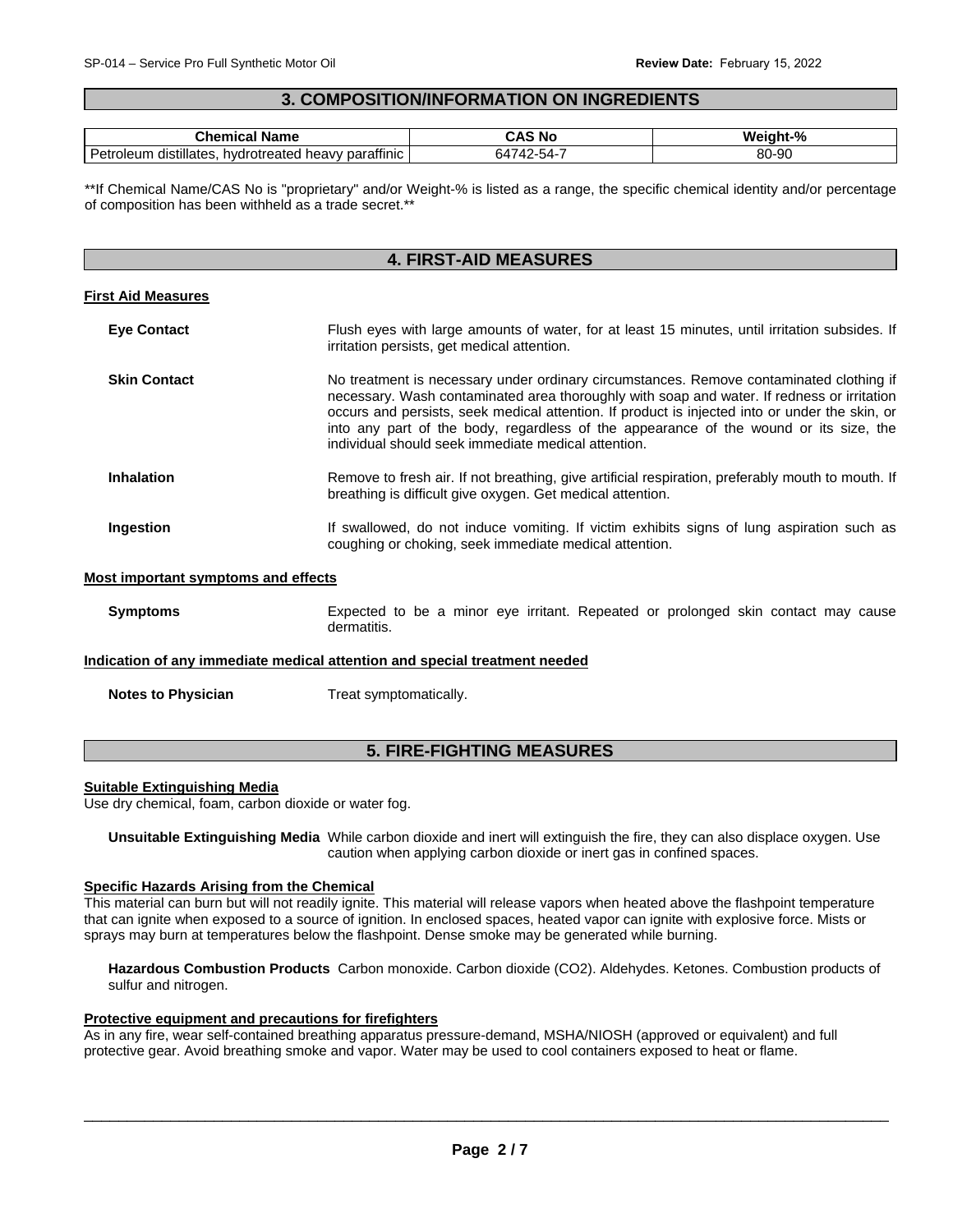## 3. COMPOSITION/INFORMATION ON INGREDIENTS

| Chemical Name | CAS No | Weight-% |
|---|---|---|
| Petroleum distillates, hydrotreated heavy paraffinic | 64742-54-7 | 80-90 |

**If Chemical Name/CAS No is "proprietary" and/or Weight-% is listed as a range, the specific chemical identity and/or percentage of composition has been withheld as a trade secret.**

## 4. FIRST-AID MEASURES

### First Aid Measures

**Eye Contact** Flush eyes with large amounts of water, for at least 15 minutes, until irritation subsides. If irritation persists, get medical attention.

**Skin Contact** No treatment is necessary under ordinary circumstances. Remove contaminated clothing if necessary. Wash contaminated area thoroughly with soap and water. If redness or irritation occurs and persists, seek medical attention. If product is injected into or under the skin, or into any part of the body, regardless of the appearance of the wound or its size, the individual should seek immediate medical attention.

**Inhalation** Remove to fresh air. If not breathing, give artificial respiration, preferably mouth to mouth. If breathing is difficult give oxygen. Get medical attention.

**Ingestion** If swallowed, do not induce vomiting. If victim exhibits signs of lung aspiration such as coughing or choking, seek immediate medical attention.

### Most important symptoms and effects

**Symptoms** Expected to be a minor eye irritant. Repeated or prolonged skin contact may cause dermatitis.

### Indication of any immediate medical attention and special treatment needed

**Notes to Physician** Treat symptomatically.

## 5. FIRE-FIGHTING MEASURES

### Suitable Extinguishing Media

Use dry chemical, foam, carbon dioxide or water fog.

**Unsuitable Extinguishing Media** While carbon dioxide and inert will extinguish the fire, they can also displace oxygen. Use caution when applying carbon dioxide or inert gas in confined spaces.

### Specific Hazards Arising from the Chemical

This material can burn but will not readily ignite. This material will release vapors when heated above the flashpoint temperature that can ignite when exposed to a source of ignition. In enclosed spaces, heated vapor can ignite with explosive force. Mists or sprays may burn at temperatures below the flashpoint. Dense smoke may be generated while burning.

**Hazardous Combustion Products** Carbon monoxide. Carbon dioxide ($CO_2$). Aldehydes. Ketones. Combustion products of sulfur and nitrogen.

### Protective equipment and precautions for firefighters

As in any fire, wear self-contained breathing apparatus pressure-demand, MSHA/NIOSH (approved or equivalent) and full protective gear. Avoid breathing smoke and vapor. Water may be used to cool containers exposed to heat or flame.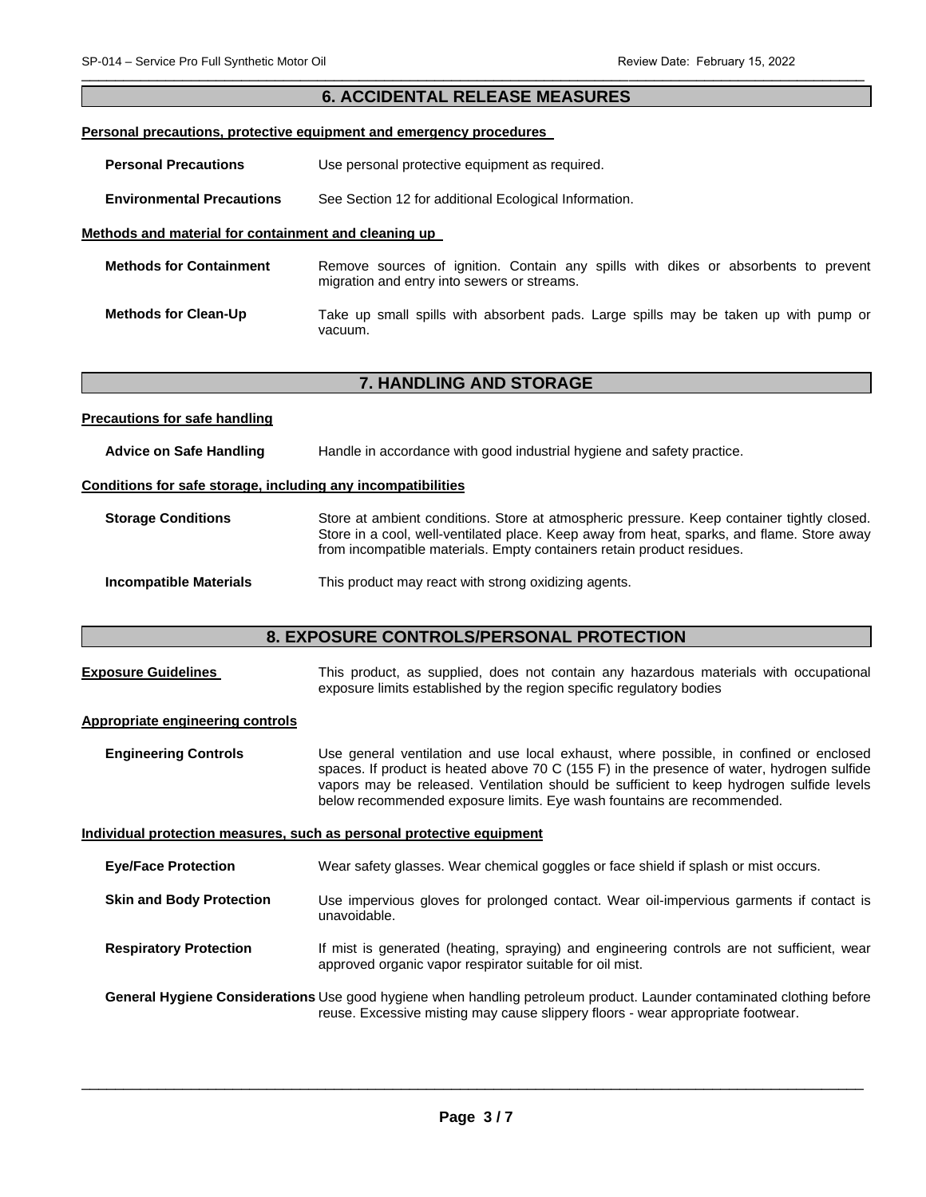## 6. ACCIDENTAL RELEASE MEASURES

**Personal precautions, protective equipment and emergency procedures**

**Personal Precautions** Use personal protective equipment as required.

**Environmental Precautions** See Section 12 for additional Ecological Information.

**Methods and material for containment and cleaning up**

**Methods for Containment** Remove sources of ignition. Contain any spills with dikes or absorbents to prevent migration and entry into sewers or streams.

**Methods for Clean-Up** Take up small spills with absorbent pads. Large spills may be taken up with pump or vacuum.

## 7. HANDLING AND STORAGE

**Precautions for safe handling**

**Advice on Safe Handling** Handle in accordance with good industrial hygiene and safety practice.

**Conditions for safe storage, including any incompatibilities**

**Storage Conditions** Store at ambient conditions. Store at atmospheric pressure. Keep container tightly closed. Store in a cool, well-ventilated place. Keep away from heat, sparks, and flame. Store away from incompatible materials. Empty containers retain product residues.

**Incompatible Materials** This product may react with strong oxidizing agents.

## 8. EXPOSURE CONTROLS/PERSONAL PROTECTION

**Exposure Guidelines** This product, as supplied, does not contain any hazardous materials with occupational exposure limits established by the region specific regulatory bodies

**Appropriate engineering controls**

**Engineering Controls** Use general ventilation and use local exhaust, where possible, in confined or enclosed spaces. If product is heated above 70 C (155 F) in the presence of water, hydrogen sulfide vapors may be released. Ventilation should be sufficient to keep hydrogen sulfide levels below recommended exposure limits. Eye wash fountains are recommended.

**Individual protection measures, such as personal protective equipment**

**Eye/Face Protection** Wear safety glasses. Wear chemical goggles or face shield if splash or mist occurs.

**Skin and Body Protection** Use impervious gloves for prolonged contact. Wear oil-impervious garments if contact is unavoidable.

**Respiratory Protection** If mist is generated (heating, spraying) and engineering controls are not sufficient, wear approved organic vapor respirator suitable for oil mist.

**General Hygiene Considerations** Use good hygiene when handling petroleum product. Launder contaminated clothing before reuse. Excessive misting may cause slippery floors - wear appropriate footwear.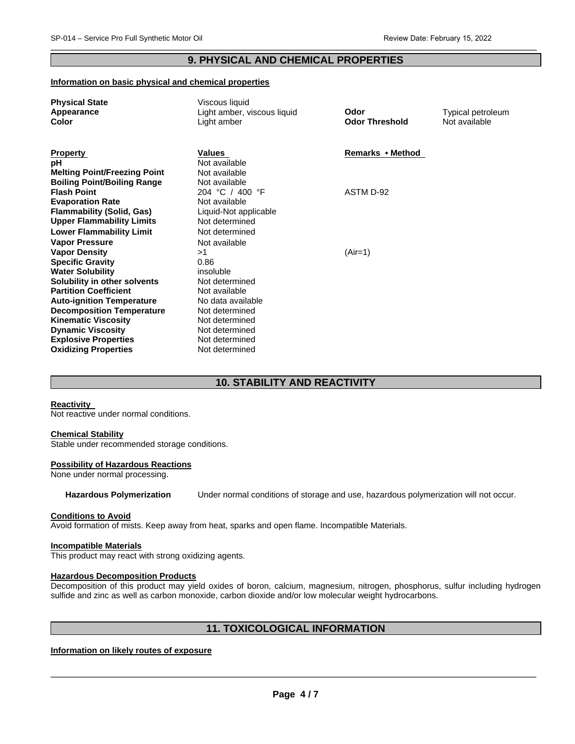## 9. PHYSICAL AND CHEMICAL PROPERTIES

**Information on basic physical and chemical properties**

| | | | |
|---|---|---|---|
| **Physical State** | Viscous liquid | | |
| **Appearance** | Light amber, viscous liquid | **Odor** | Typical petroleum |
| **Color** | Light amber | **Odor Threshold** | Not available |

| **Property** | **Values** | **Remarks • Method** |
|---|---|---|
| **pH** | Not available | |
| **Melting Point/Freezing Point** | Not available | |
| **Boiling Point/Boiling Range** | Not available | |
| **Flash Point** | 204 °C / 400 °F | ASTM D-92 |
| **Evaporation Rate** | Not available | |
| **Flammability (Solid, Gas)** | Liquid-Not applicable | |
| **Upper Flammability Limits** | Not determined | |
| **Lower Flammability Limit** | Not determined | |
| **Vapor Pressure** | Not available | |
| **Vapor Density** | >1 | (Air=1) |
| **Specific Gravity** | 0.86 | |
| **Water Solubility** | insoluble | |
| **Solubility in other solvents** | Not determined | |
| **Partition Coefficient** | Not available | |
| **Auto-ignition Temperature** | No data available | |
| **Decomposition Temperature** | Not determined | |
| **Kinematic Viscosity** | Not determined | |
| **Dynamic Viscosity** | Not determined | |
| **Explosive Properties** | Not determined | |
| **Oxidizing Properties** | Not determined | |

## 10. STABILITY AND REACTIVITY

**Reactivity**

Not reactive under normal conditions.

**Chemical Stability**

Stable under recommended storage conditions.

**Possibility of Hazardous Reactions**

None under normal processing.

**Hazardous Polymerization** Under normal conditions of storage and use, hazardous polymerization will not occur.

**Conditions to Avoid**

Avoid formation of mists. Keep away from heat, sparks and open flame. Incompatible Materials.

**Incompatible Materials**

This product may react with strong oxidizing agents.

**Hazardous Decomposition Products**

Decomposition of this product may yield oxides of boron, calcium, magnesium, nitrogen, phosphorus, sulfur including hydrogen sulfide and zinc as well as carbon monoxide, carbon dioxide and/or low molecular weight hydrocarbons.

## 11. TOXICOLOGICAL INFORMATION

**Information on likely routes of exposure**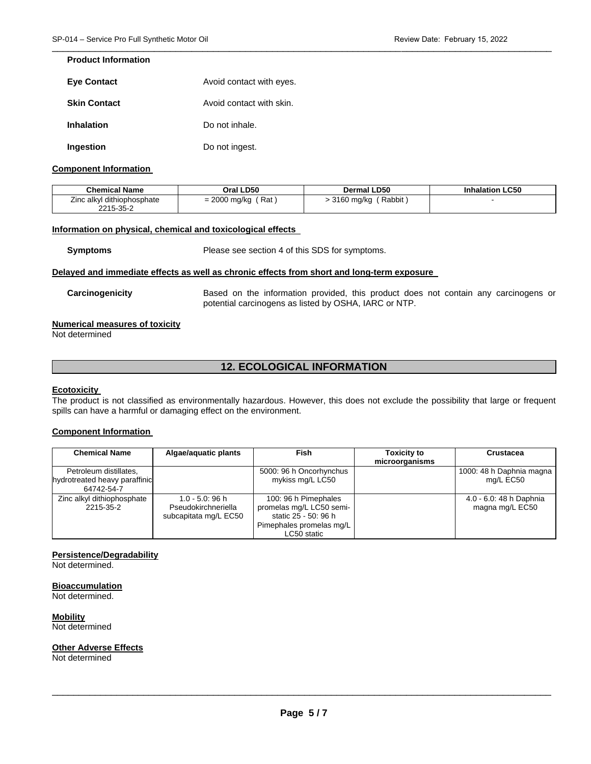**Product Information**

**Eye Contact** Avoid contact with eyes.

**Skin Contact** Avoid contact with skin.

**Inhalation** Do not inhale.

**Ingestion** Do not ingest.

**Component Information**

| Chemical Name | Oral LD50 | Dermal LD50 | Inhalation LC50 |
|---|---|---|---|
| Zinc alkyl dithiophosphate 2215-35-2 | = 2000 mg/kg ( Rat ) | > 3160 mg/kg ( Rabbit ) | - |

**Information on physical, chemical and toxicological effects**

**Symptoms** Please see section 4 of this SDS for symptoms.

**Delayed and immediate effects as well as chronic effects from short and long-term exposure**

**Carcinogenicity** Based on the information provided, this product does not contain any carcinogens or potential carcinogens as listed by OSHA, IARC or NTP.

**Numerical measures of toxicity**
Not determined

## 12. ECOLOGICAL INFORMATION

**Ecotoxicity**
The product is not classified as environmentally hazardous. However, this does not exclude the possibility that large or frequent spills can have a harmful or damaging effect on the environment.

**Component Information**

| Chemical Name | Algae/aquatic plants | Fish | Toxicity to microorganisms | Crustacea |
|---|---|---|---|---|
| Petroleum distillates, hydrotreated heavy paraffinic 64742-54-7 | | 5000: 96 h Oncorhynchus mykiss mg/L LC50 | | 1000: 48 h Daphnia magna mg/L EC50 |
| Zinc alkyl dithiophosphate 2215-35-2 | 1.0 - 5.0: 96 h Pseudokirchneriella subcapitata mg/L EC50 | 100: 96 h Pimephales promelas mg/L LC50 semi-static 25 - 50: 96 h Pimephales promelas mg/L LC50 static | | 4.0 - 6.0: 48 h Daphnia magna mg/L EC50 |

**Persistence/Degradability**
Not determined.

**Bioaccumulation**
Not determined.

**Mobility**
Not determined

**Other Adverse Effects**
Not determined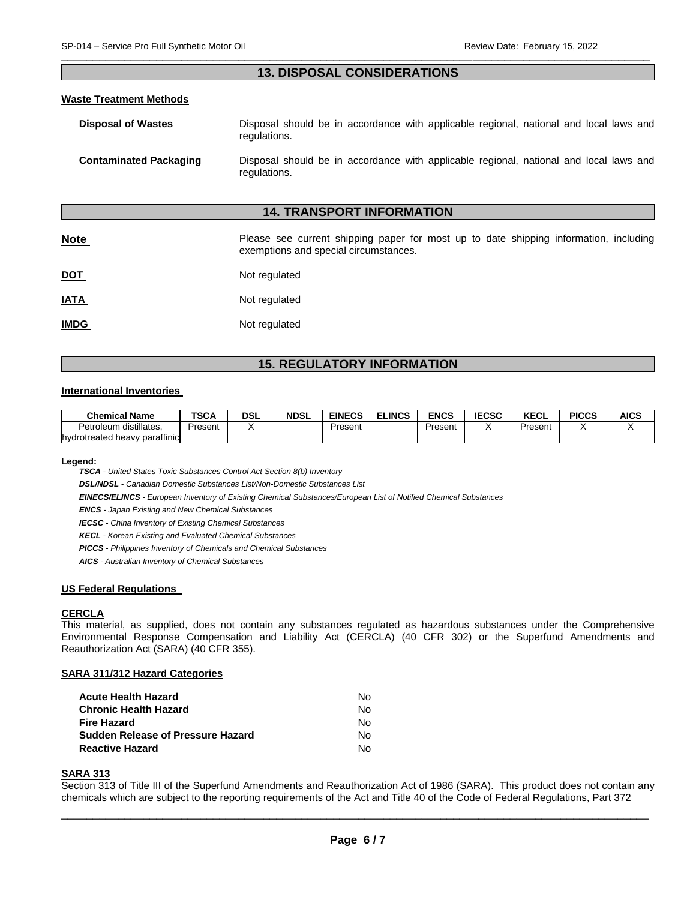## 13. DISPOSAL CONSIDERATIONS

**Waste Treatment Methods**

**Disposal of Wastes** Disposal should be in accordance with applicable regional, national and local laws and regulations.

**Contaminated Packaging** Disposal should be in accordance with applicable regional, national and local laws and regulations.

## 14. TRANSPORT INFORMATION

**Note** Please see current shipping paper for most up to date shipping information, including exemptions and special circumstances.

**DOT** Not regulated

**IATA** Not regulated

**IMDG** Not regulated

## 15. REGULATORY INFORMATION

**International Inventories**

| Chemical Name | TSCA | DSL | NDSL | EINECS | ELINCS | ENCS | IECSC | KECL | PICCS | AICS |
|---|---|---|---|---|---|---|---|---|---|---|
| Petroleum distillates, hydrotreated heavy paraffinic | Present | X | | Present | | Present | X | Present | X | X |

**Legend:**

***TSCA*** *- United States Toxic Substances Control Act Section 8(b) Inventory*

***DSL/NDSL*** *- Canadian Domestic Substances List/Non-Domestic Substances List*

***EINECS/ELINCS*** *- European Inventory of Existing Chemical Substances/European List of Notified Chemical Substances*

***ENCS*** *- Japan Existing and New Chemical Substances*

***IECSC*** *- China Inventory of Existing Chemical Substances*

***KECL*** *- Korean Existing and Evaluated Chemical Substances*

***PICCS*** *- Philippines Inventory of Chemicals and Chemical Substances*

***AICS*** *- Australian Inventory of Chemical Substances*

**US Federal Regulations**

**CERCLA**

This material, as supplied, does not contain any substances regulated as hazardous substances under the Comprehensive Environmental Response Compensation and Liability Act (CERCLA) (40 CFR 302) or the Superfund Amendments and Reauthorization Act (SARA) (40 CFR 355).

**SARA 311/312 Hazard Categories**

| | |
|---|---|
| **Acute Health Hazard** | No |
| **Chronic Health Hazard** | No |
| **Fire Hazard** | No |
| **Sudden Release of Pressure Hazard** | No |
| **Reactive Hazard** | No |

**SARA 313**

Section 313 of Title III of the Superfund Amendments and Reauthorization Act of 1986 (SARA). This product does not contain any chemicals which are subject to the reporting requirements of the Act and Title 40 of the Code of Federal Regulations, Part 372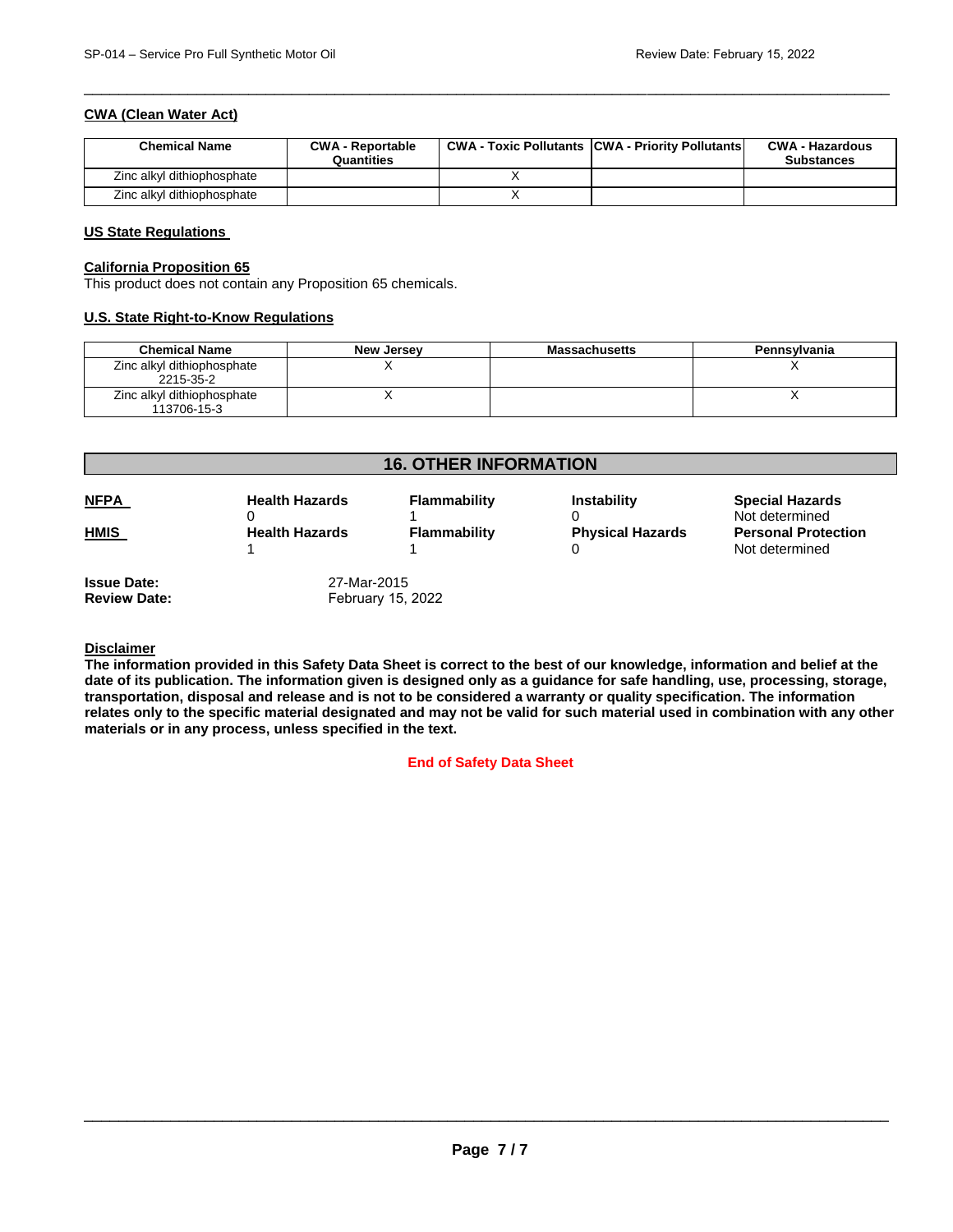### CWA (Clean Water Act)

| Chemical Name | CWA - Reportable Quantities | CWA - Toxic Pollutants | CWA - Priority Pollutants | CWA - Hazardous Substances |
|---|---|---|---|---|
| Zinc alkyl dithiophosphate | | X | | |
| Zinc alkyl dithiophosphate | | X | | |

### US State Regulations

### California Proposition 65

This product does not contain any Proposition 65 chemicals.

### U.S. State Right-to-Know Regulations

| Chemical Name | New Jersey | Massachusetts | Pennsylvania |
|---|---|---|---|
| Zinc alkyl dithiophosphate 2215-35-2 | X | | X |
| Zinc alkyl dithiophosphate 113706-15-3 | X | | X |

## 16. OTHER INFORMATION

| | | | | |
|---|---|---|---|---|
| **NFPA** | **Health Hazards** 0 | **Flammability** 1 | **Instability** 0 | **Special Hazards** Not determined |
| **HMIS** | **Health Hazards** 1 | **Flammability** 1 | **Physical Hazards** 0 | **Personal Protection** Not determined |

**Issue Date:** 27-Mar-2015
**Review Date:** February 15, 2022

### Disclaimer

**The information provided in this Safety Data Sheet is correct to the best of our knowledge, information and belief at the date of its publication. The information given is designed only as a guidance for safe handling, use, processing, storage, transportation, disposal and release and is not to be considered a warranty or quality specification. The information relates only to the specific material designated and may not be valid for such material used in combination with any other materials or in any process, unless specified in the text.**

**End of Safety Data Sheet**